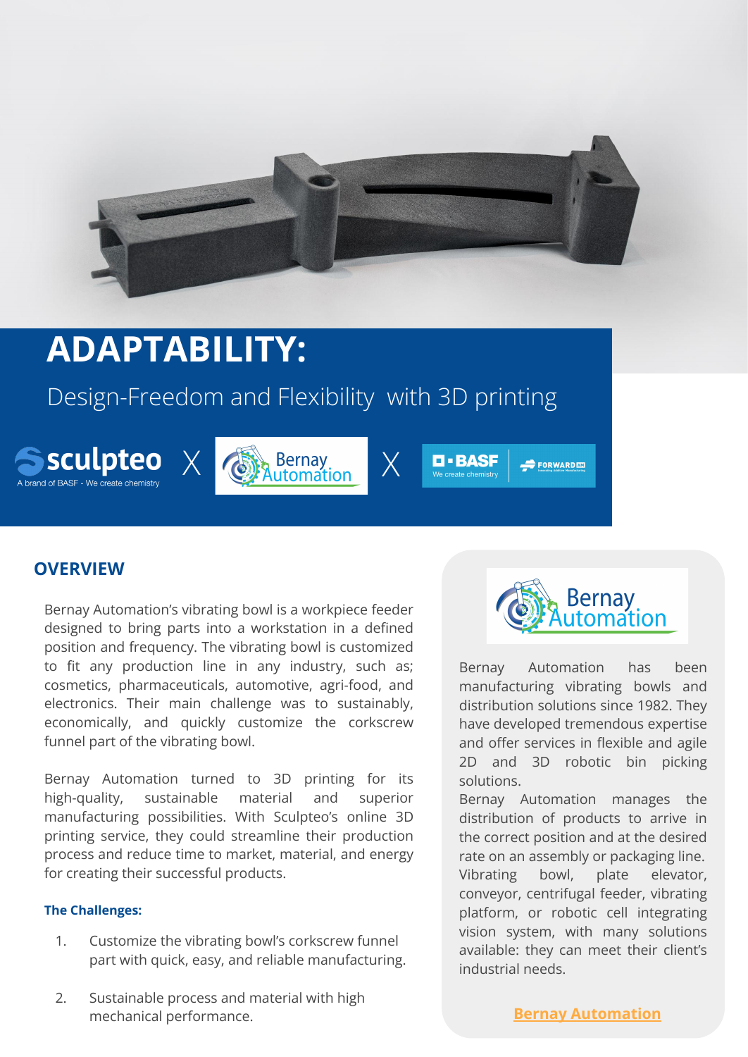# ADAPTABILITY:

## Design-Freedom and Flexibility with 3D printing

sculpteo X Bernay Automation X BASF FORWARD AM

A brand of BASF - We create chemistry

## OVERVIEW

Bernay Automation's vibrating bowl is a workpiece feeder designed to bring parts into a workstation in a defined position and frequency. The vibrating bowl is customized to fit any production line in any industry, such as; cosmetics, pharmaceuticals, automotive, agri-food, and electronics. Their main challenge was to sustainably, economically, and quickly customize the corkscrew funnel part of the vibrating bowl.

Bernay Automation turned to 3D printing for its high-quality, sustainable material and superior manufacturing possibilities. With Sculpteo's online 3D printing service, they could streamline their production process and reduce time to market, material, and energy for creating their successful products.

### The Challenges:

1. Customize the vibrating bowl's corkscrew funnel part with quick, easy, and reliable manufacturing.
2. Sustainable process and material with high mechanical performance.

Bernay Automation has been manufacturing vibrating bowls and distribution solutions since 1982. They have developed tremendous expertise and offer services in flexible and agile 2D and 3D robotic bin picking solutions.

Bernay Automation manages the distribution of products to arrive in the correct position and at the desired rate on an assembly or packaging line. Vibrating bowl, plate elevator, conveyor, centrifugal feeder, vibrating platform, or robotic cell integrating vision system, with many solutions available: they can meet their client's industrial needs.

**Bernay Automation**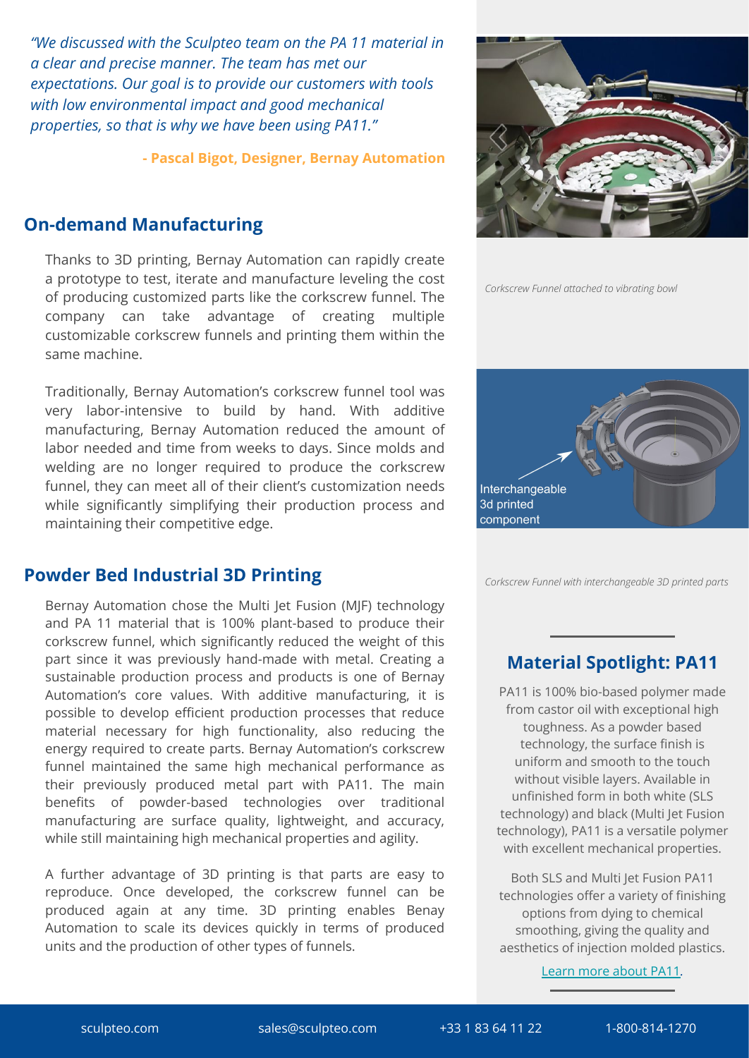*"We discussed with the Sculpteo team on the PA 11 material in a clear and precise manner. The team has met our expectations. Our goal is to provide our customers with tools with low environmental impact and good mechanical properties, so that is why we have been using PA11."*

**- Pascal Bigot, Designer, Bernay Automation**

## On-demand Manufacturing

Thanks to 3D printing, Bernay Automation can rapidly create a prototype to test, iterate and manufacture leveling the cost of producing customized parts like the corkscrew funnel. The company can take advantage of creating multiple customizable corkscrew funnels and printing them within the same machine.

Traditionally, Bernay Automation's corkscrew funnel tool was very labor-intensive to build by hand. With additive manufacturing, Bernay Automation reduced the amount of labor needed and time from weeks to days. Since molds and welding are no longer required to produce the corkscrew funnel, they can meet all of their client's customization needs while significantly simplifying their production process and maintaining their competitive edge.

## Powder Bed Industrial 3D Printing

Bernay Automation chose the Multi Jet Fusion (MJF) technology and PA 11 material that is 100% plant-based to produce their corkscrew funnel, which significantly reduced the weight of this part since it was previously hand-made with metal. Creating a sustainable production process and products is one of Bernay Automation's core values. With additive manufacturing, it is possible to develop efficient production processes that reduce material necessary for high functionality, also reducing the energy required to create parts. Bernay Automation's corkscrew funnel maintained the same high mechanical performance as their previously produced metal part with PA11. The main benefits of powder-based technologies over traditional manufacturing are surface quality, lightweight, and accuracy, while still maintaining high mechanical properties and agility.

A further advantage of 3D printing is that parts are easy to reproduce. Once developed, the corkscrew funnel can be produced again at any time. 3D printing enables Benay Automation to scale its devices quickly in terms of produced units and the production of other types of funnels.

*Corkscrew Funnel attached to vibrating bowl*

Interchangeable
3d printed
component

*Corkscrew Funnel with interchangeable 3D printed parts*

## Material Spotlight: PA11

PA11 is 100% bio-based polymer made from castor oil with exceptional high toughness. As a powder based technology, the surface finish is uniform and smooth to the touch without visible layers. Available in unfinished form in both white (SLS technology) and black (Multi Jet Fusion technology), PA11 is a versatile polymer with excellent mechanical properties.

Both SLS and Multi Jet Fusion PA11 technologies offer a variety of finishing options from dying to chemical smoothing, giving the quality and aesthetics of injection molded plastics.

Learn more about PA11.

sculpteo.com sales@sculpteo.com +33 1 83 64 11 22 1-800-814-1270